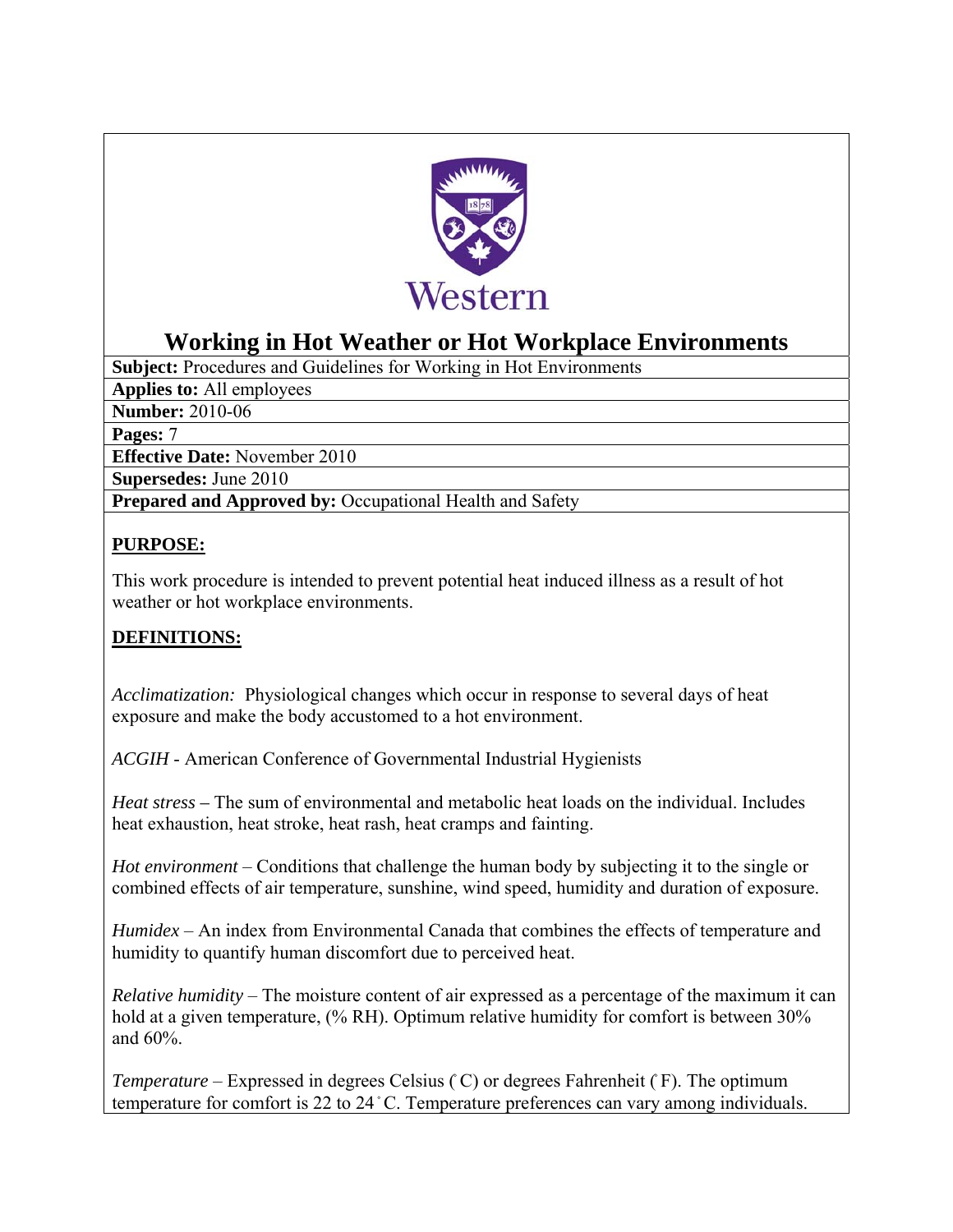Western

# Working in Hot Weather or Hot Workplace Environments

**Subject:** Procedures and Guidelines for Working in Hot Environments

**Applies to:** All employees

**Number:** 2010-06

**Pages:** 7

**Effective Date:** November 2010

**Supersedes:** June 2010

**Prepared and Approved by:** Occupational Health and Safety

## PURPOSE:

This work procedure is intended to prevent potential heat induced illness as a result of hot weather or hot workplace environments.

## DEFINITIONS:

*Acclimatization:* Physiological changes which occur in response to several days of heat exposure and make the body accustomed to a hot environment.

*ACGIH* - American Conference of Governmental Industrial Hygienists

*Heat stress* – The sum of environmental and metabolic heat loads on the individual. Includes heat exhaustion, heat stroke, heat rash, heat cramps and fainting.

*Hot environment* – Conditions that challenge the human body by subjecting it to the single or combined effects of air temperature, sunshine, wind speed, humidity and duration of exposure.

*Humidex* – An index from Environmental Canada that combines the effects of temperature and humidity to quantify human discomfort due to perceived heat.

*Relative humidity* – The moisture content of air expressed as a percentage of the maximum it can hold at a given temperature, (% RH). Optimum relative humidity for comfort is between 30% and 60%.

*Temperature* – Expressed in degrees Celsius (˚C) or degrees Fahrenheit (˚F). The optimum temperature for comfort is 22 to 24˚C. Temperature preferences can vary among individuals.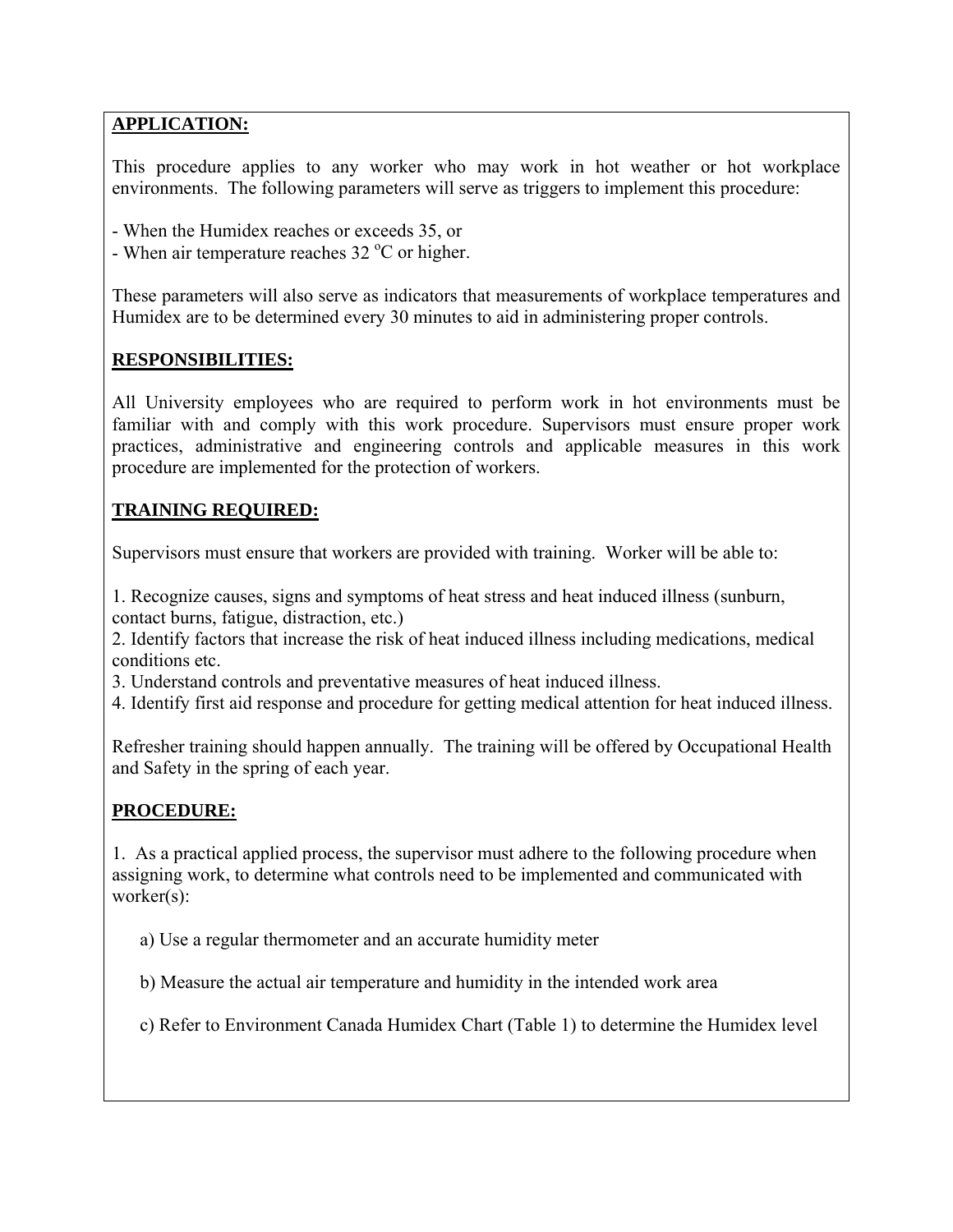## APPLICATION:

This procedure applies to any worker who may work in hot weather or hot workplace environments. The following parameters will serve as triggers to implement this procedure:

- When the Humidex reaches or exceeds 35, or
- When air temperature reaches 32 $^{o}$C or higher.

These parameters will also serve as indicators that measurements of workplace temperatures and Humidex are to be determined every 30 minutes to aid in administering proper controls.

## RESPONSIBILITIES:

All University employees who are required to perform work in hot environments must be familiar with and comply with this work procedure. Supervisors must ensure proper work practices, administrative and engineering controls and applicable measures in this work procedure are implemented for the protection of workers.

## TRAINING REQUIRED:

Supervisors must ensure that workers are provided with training. Worker will be able to:

1. Recognize causes, signs and symptoms of heat stress and heat induced illness (sunburn, contact burns, fatigue, distraction, etc.)
2. Identify factors that increase the risk of heat induced illness including medications, medical conditions etc.
3. Understand controls and preventative measures of heat induced illness.
4. Identify first aid response and procedure for getting medical attention for heat induced illness.

Refresher training should happen annually. The training will be offered by Occupational Health and Safety in the spring of each year.

## PROCEDURE:

1. As a practical applied process, the supervisor must adhere to the following procedure when assigning work, to determine what controls need to be implemented and communicated with worker(s):

   a) Use a regular thermometer and an accurate humidity meter

   b) Measure the actual air temperature and humidity in the intended work area

   c) Refer to Environment Canada Humidex Chart (Table 1) to determine the Humidex level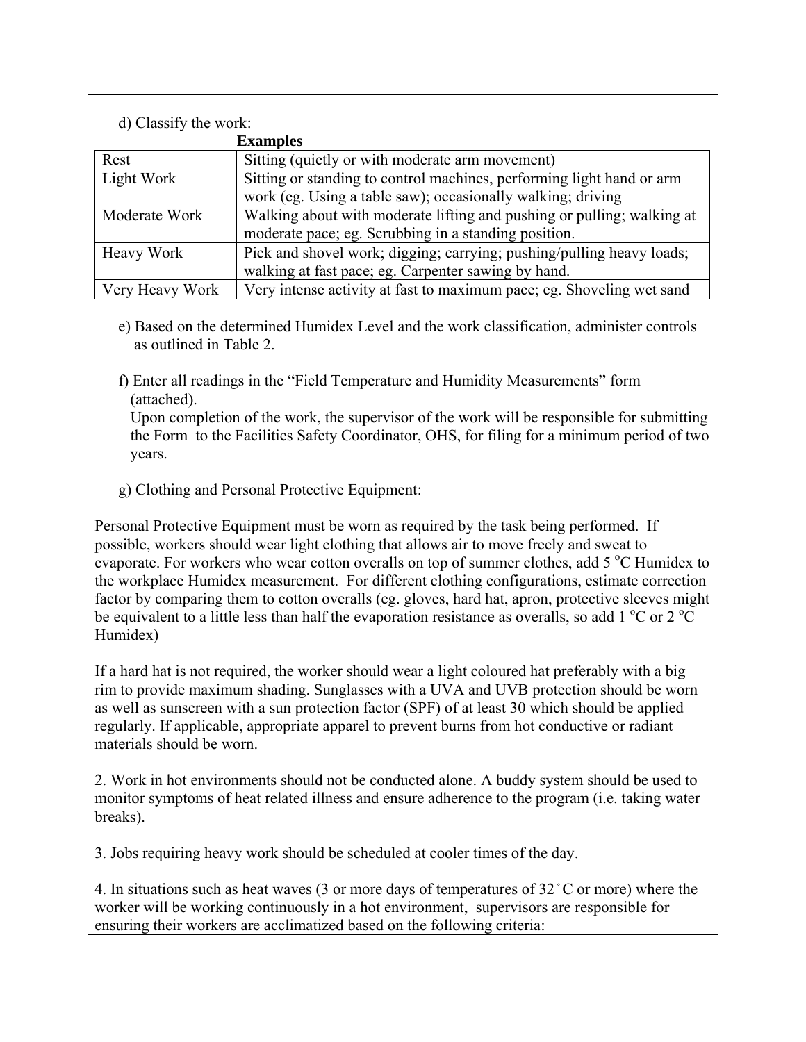d) Classify the work:

| | **Examples** |
|---|---|
| Rest | Sitting (quietly or with moderate arm movement) |
| Light Work | Sitting or standing to control machines, performing light hand or arm work (eg. Using a table saw); occasionally walking; driving |
| Moderate Work | Walking about with moderate lifting and pushing or pulling; walking at moderate pace; eg. Scrubbing in a standing position. |
| Heavy Work | Pick and shovel work; digging; carrying; pushing/pulling heavy loads; walking at fast pace; eg. Carpenter sawing by hand. |
| Very Heavy Work | Very intense activity at fast to maximum pace; eg. Shoveling wet sand |

e) Based on the determined Humidex Level and the work classification, administer controls as outlined in Table 2.

f) Enter all readings in the “Field Temperature and Humidity Measurements” form (attached).
Upon completion of the work, the supervisor of the work will be responsible for submitting the Form to the Facilities Safety Coordinator, OHS, for filing for a minimum period of two years.

g) Clothing and Personal Protective Equipment:

Personal Protective Equipment must be worn as required by the task being performed. If possible, workers should wear light clothing that allows air to move freely and sweat to evaporate. For workers who wear cotton overalls on top of summer clothes, add 5 $^{o}$C Humidex to the workplace Humidex measurement. For different clothing configurations, estimate correction factor by comparing them to cotton overalls (eg. gloves, hard hat, apron, protective sleeves might be equivalent to a little less than half the evaporation resistance as overalls, so add 1 $^{o}$C or 2 $^{o}$C Humidex)

If a hard hat is not required, the worker should wear a light coloured hat preferably with a big rim to provide maximum shading. Sunglasses with a UVA and UVB protection should be worn as well as sunscreen with a sun protection factor (SPF) of at least 30 which should be applied regularly. If applicable, appropriate apparel to prevent burns from hot conductive or radiant materials should be worn.

2. Work in hot environments should not be conducted alone. A buddy system should be used to monitor symptoms of heat related illness and ensure adherence to the program (i.e. taking water breaks).

3. Jobs requiring heavy work should be scheduled at cooler times of the day.

4. In situations such as heat waves (3 or more days of temperatures of 32 ˚C or more) where the worker will be working continuously in a hot environment, supervisors are responsible for ensuring their workers are acclimatized based on the following criteria: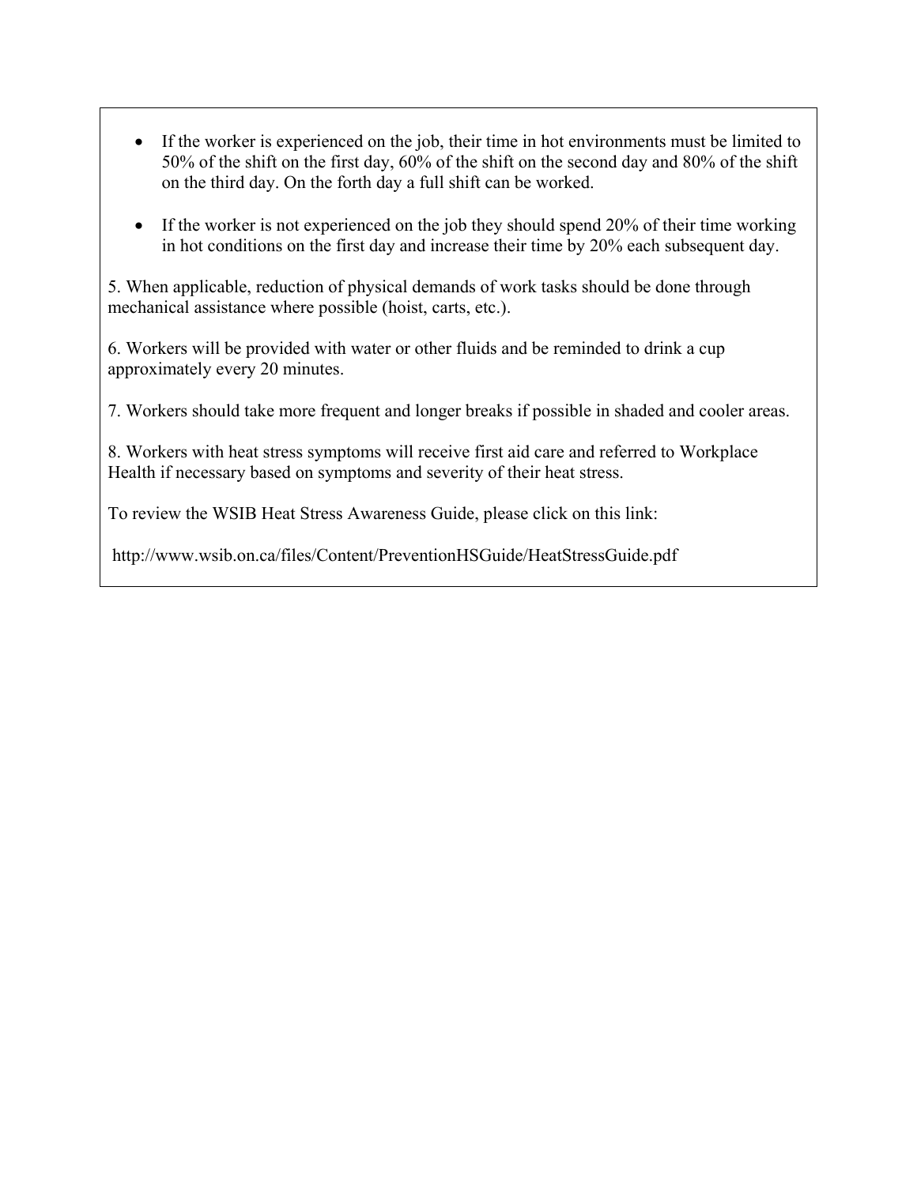- If the worker is experienced on the job, their time in hot environments must be limited to 50% of the shift on the first day, 60% of the shift on the second day and 80% of the shift on the third day. On the forth day a full shift can be worked.
- If the worker is not experienced on the job they should spend 20% of their time working in hot conditions on the first day and increase their time by 20% each subsequent day.

5. When applicable, reduction of physical demands of work tasks should be done through mechanical assistance where possible (hoist, carts, etc.).

6. Workers will be provided with water or other fluids and be reminded to drink a cup approximately every 20 minutes.

7. Workers should take more frequent and longer breaks if possible in shaded and cooler areas.

8. Workers with heat stress symptoms will receive first aid care and referred to Workplace Health if necessary based on symptoms and severity of their heat stress.

To review the WSIB Heat Stress Awareness Guide, please click on this link:

http://www.wsib.on.ca/files/Content/PreventionHSGuide/HeatStressGuide.pdf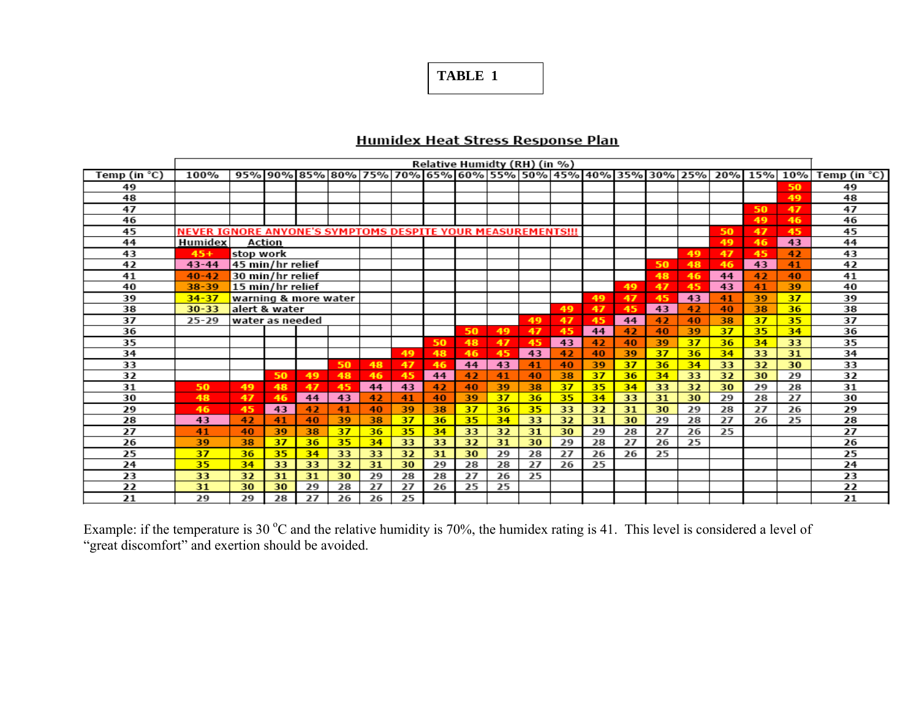**TABLE 1**

## Humidex Heat Stress Response Plan

| Temp (in °C) | Relative Humidty (RH) (in %) 100% | 95% | 90% | 85% | 80% | 75% | 70% | 65% | 60% | 55% | 50% | 45% | 40% | 35% | 30% | 25% | 20% | 15% | 10% | Temp (in °C) |
|---|---|---|---|---|---|---|---|---|---|---|---|---|---|---|---|---|---|---|---|---|
| 49 | | | | | | | | | | | | | | | | | | | 50 | 49 |
| 48 | | | | | | | | | | | | | | | | | | | 49 | 48 |
| 47 | | | | | | | | | | | | | | | | | | 50 | 47 | 47 |
| 46 | | | | | | | | | | | | | | | | | | 49 | 46 | 46 |
| 45 | NEVER IGNORE ANYONE'S SYMPTOMS DESPITE YOUR MEASUREMENTS!!! | | | | | | | | | | | | | | | | 50 | 47 | 45 | 45 |
| 44 | Humidex | Action | | | | | | | | | | | | | | | 49 | 46 | 43 | 44 |
| 43 | 45+ | stop work | | | | | | | | | | | | | | 49 | 47 | 45 | 42 | 43 |
| 42 | 43-44 | 45 min/hr relief | | | | | | | | | | | | | 50 | 48 | 46 | 43 | 41 | 42 |
| 41 | 40-42 | 30 min/hr relief | | | | | | | | | | | | | 48 | 46 | 44 | 42 | 40 | 41 |
| 40 | 38-39 | 15 min/hr relief | | | | | | | | | | | | 49 | 47 | 45 | 43 | 41 | 39 | 40 |
| 39 | 34-37 | warning & more water | | | | | | | | | | | 49 | 47 | 45 | 43 | 41 | 39 | 37 | 39 |
| 38 | 30-33 | alert & water | | | | | | | | | | 49 | 47 | 45 | 43 | 42 | 40 | 38 | 36 | 38 |
| 37 | 25-29 | water as needed | | | | | | | | | 49 | 47 | 45 | 44 | 42 | 40 | 38 | 37 | 35 | 37 |
| 36 | | | | | | | | | 50 | 49 | 47 | 45 | 44 | 42 | 40 | 39 | 37 | 35 | 34 | 36 |
| 35 | | | | | | | | 50 | 48 | 47 | 45 | 43 | 42 | 40 | 39 | 37 | 36 | 34 | 33 | 35 |
| 34 | | | | | | | 49 | 48 | 46 | 45 | 43 | 42 | 40 | 39 | 37 | 36 | 34 | 33 | 31 | 34 |
| 33 | | | | | 50 | 48 | 47 | 46 | 44 | 43 | 41 | 40 | 39 | 37 | 36 | 34 | 33 | 32 | 30 | 33 |
| 32 | | | 50 | 49 | 48 | 46 | 45 | 44 | 42 | 41 | 40 | 38 | 37 | 36 | 34 | 33 | 32 | 30 | 29 | 32 |
| 31 | 50 | 49 | 48 | 47 | 45 | 44 | 43 | 42 | 40 | 39 | 38 | 37 | 35 | 34 | 33 | 32 | 30 | 29 | 28 | 31 |
| 30 | 48 | 47 | 46 | 44 | 43 | 42 | 41 | 40 | 39 | 37 | 36 | 35 | 34 | 33 | 31 | 30 | 29 | 28 | 27 | 30 |
| 29 | 46 | 45 | 43 | 42 | 41 | 40 | 39 | 38 | 37 | 36 | 35 | 33 | 32 | 31 | 30 | 29 | 28 | 27 | 26 | 29 |
| 28 | 43 | 42 | 41 | 40 | 39 | 38 | 37 | 36 | 35 | 34 | 33 | 32 | 31 | 30 | 29 | 28 | 27 | 26 | 25 | 28 |
| 27 | 41 | 40 | 39 | 38 | 37 | 36 | 35 | 34 | 33 | 32 | 31 | 30 | 29 | 28 | 27 | 26 | 25 | | | 27 |
| 26 | 39 | 38 | 37 | 36 | 35 | 34 | 33 | 33 | 32 | 31 | 30 | 29 | 28 | 27 | 26 | 25 | | | | 26 |
| 25 | 37 | 36 | 35 | 34 | 33 | 33 | 32 | 31 | 30 | 29 | 28 | 27 | 26 | 26 | 25 | | | | | 25 |
| 24 | 35 | 34 | 33 | 33 | 32 | 31 | 30 | 29 | 28 | 28 | 27 | 26 | 25 | | | | | | | 24 |
| 23 | 33 | 32 | 31 | 31 | 30 | 29 | 28 | 28 | 27 | 26 | 25 | | | | | | | | | 23 |
| 22 | 31 | 30 | 30 | 29 | 28 | 27 | 27 | 26 | 25 | 25 | | | | | | | | | | 22 |
| 21 | 29 | 29 | 28 | 27 | 26 | 26 | 25 | | | | | | | | | | | | | 21 |

Example: if the temperature is 30 $^{o}$C and the relative humidity is 70%, the humidex rating is 41. This level is considered a level of "great discomfort" and exertion should be avoided.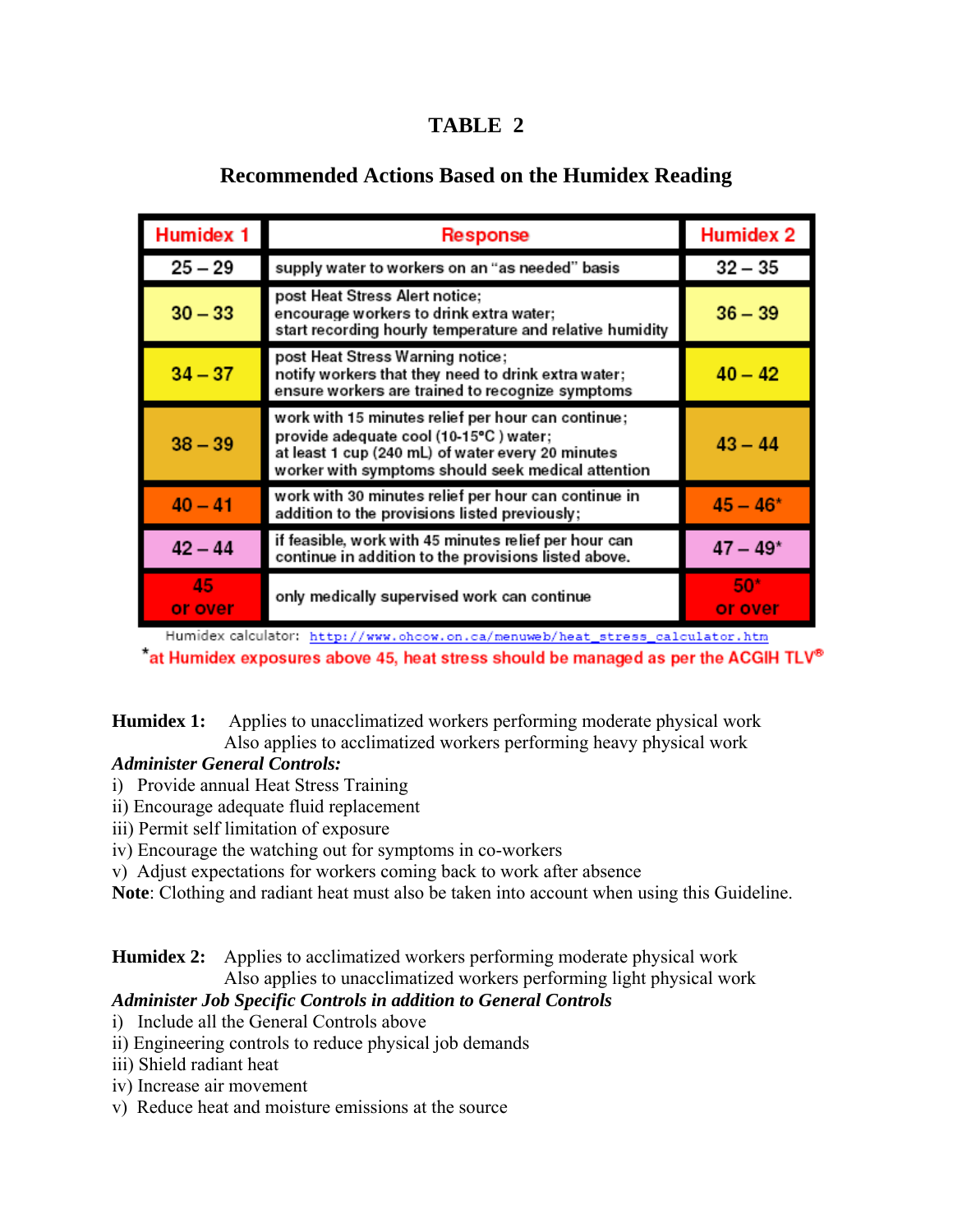# TABLE 2

## Recommended Actions Based on the Humidex Reading

| Humidex 1 | Response | Humidex 2 |
|---|---|---|
| 25 – 29 | supply water to workers on an "as needed" basis | 32 – 35 |
| 30 – 33 | post Heat Stress Alert notice; encourage workers to drink extra water; start recording hourly temperature and relative humidity | 36 – 39 |
| 34 – 37 | post Heat Stress Warning notice; notify workers that they need to drink extra water; ensure workers are trained to recognize symptoms | 40 – 42 |
| 38 – 39 | work with 15 minutes relief per hour can continue; provide adequate cool (10-15°C ) water; at least 1 cup (240 mL) of water every 20 minutes worker with symptoms should seek medical attention | 43 – 44 |
| 40 – 41 | work with 30 minutes relief per hour can continue in addition to the provisions listed previously; | 45 – 46* |
| 42 – 44 | if feasible, work with 45 minutes relief per hour can continue in addition to the provisions listed above. | 47 – 49* |
| 45 or over | only medically supervised work can continue | 50* or over |

Humidex calculator: http://www.ohcow.on.ca/menuweb/heat_stress_calculator.htm

*at Humidex exposures above 45, heat stress should be managed as per the ACGIH TLV®

**Humidex 1:** Applies to unacclimatized workers performing moderate physical work
Also applies to acclimatized workers performing heavy physical work

***Administer General Controls:***

i) Provide annual Heat Stress Training
ii) Encourage adequate fluid replacement
iii) Permit self limitation of exposure
iv) Encourage the watching out for symptoms in co-workers
v) Adjust expectations for workers coming back to work after absence

**Note**: Clothing and radiant heat must also be taken into account when using this Guideline.

**Humidex 2:** Applies to acclimatized workers performing moderate physical work
Also applies to unacclimatized workers performing light physical work

***Administer Job Specific Controls in addition to General Controls***

i) Include all the General Controls above
ii) Engineering controls to reduce physical job demands
iii) Shield radiant heat
iv) Increase air movement
v) Reduce heat and moisture emissions at the source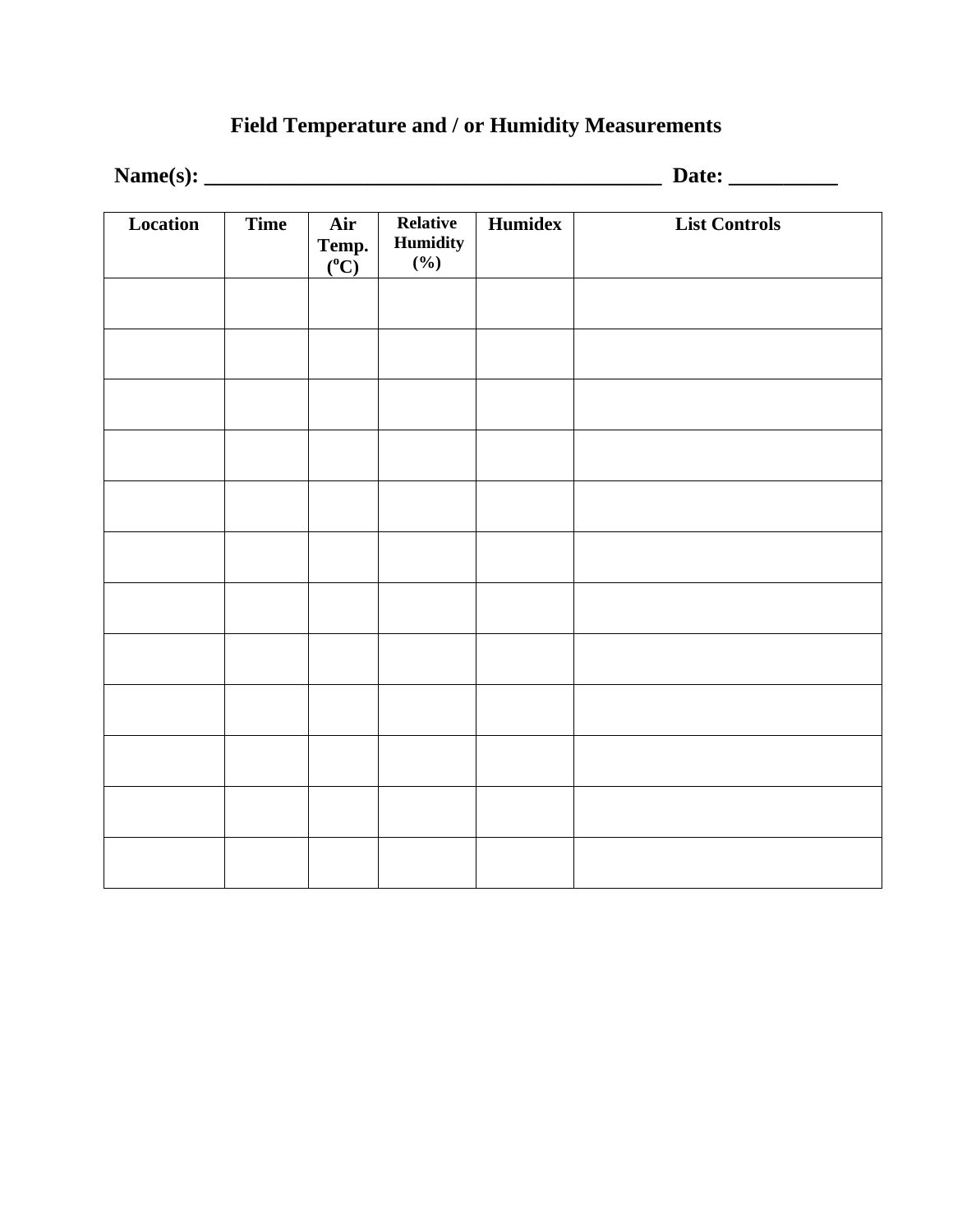# Field Temperature and / or Humidity Measurements

**Name(s): ___________________________________________ Date: __________**

| Location | Time | Air Temp. (°C) | Relative Humidity (%) | Humidex | List Controls |
|---|---|---|---|---|---|
| | | | | | |
| | | | | | |
| | | | | | |
| | | | | | |
| | | | | | |
| | | | | | |
| | | | | | |
| | | | | | |
| | | | | | |
| | | | | | |
| | | | | | |
| | | | | | |